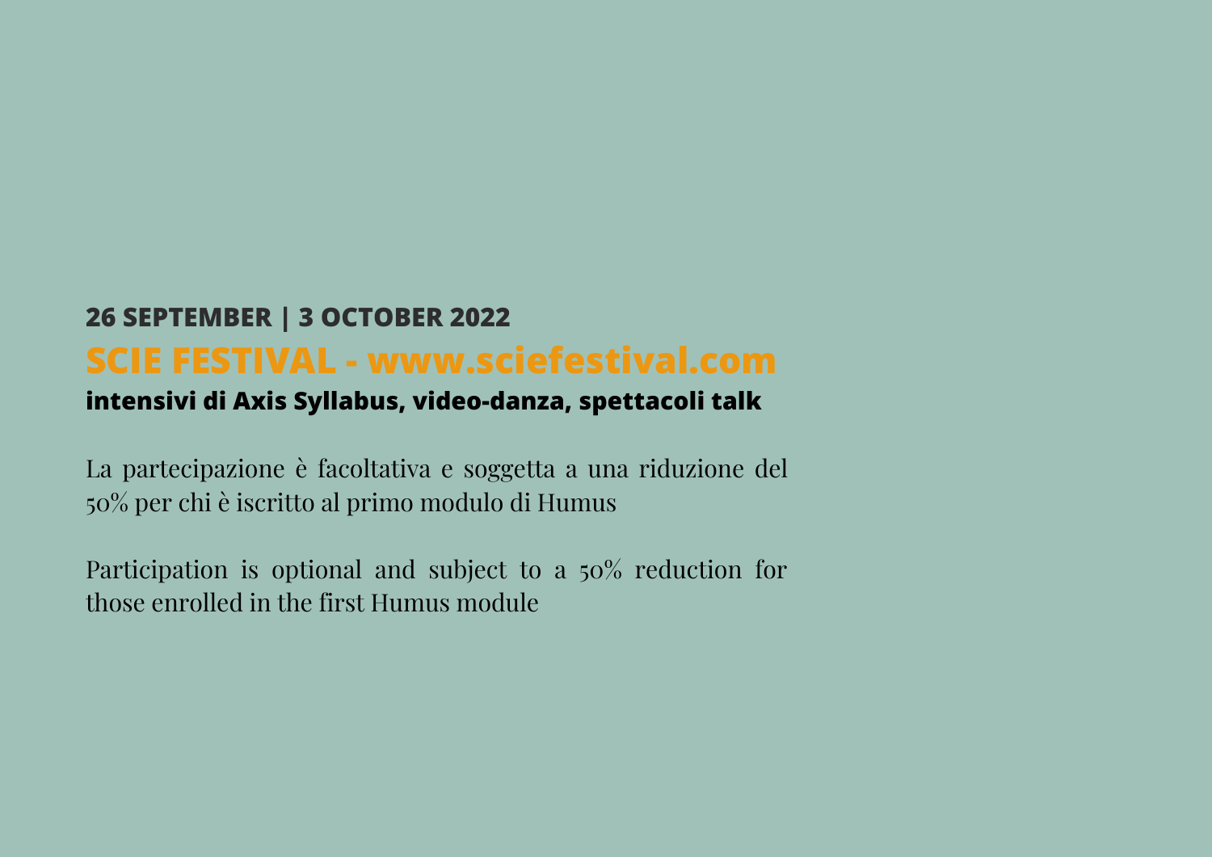**26 SEPTEMBER | 3 OCTOBER 2022**

## SCIE FESTIVAL - www.sciefestival.com

**intensivi di Axis Syllabus, video-danza, spettacoli talk**

La partecipazione è facoltativa e soggetta a una riduzione del 50% per chi è iscritto al primo modulo di Humus

Participation is optional and subject to a 50% reduction for those enrolled in the first Humus module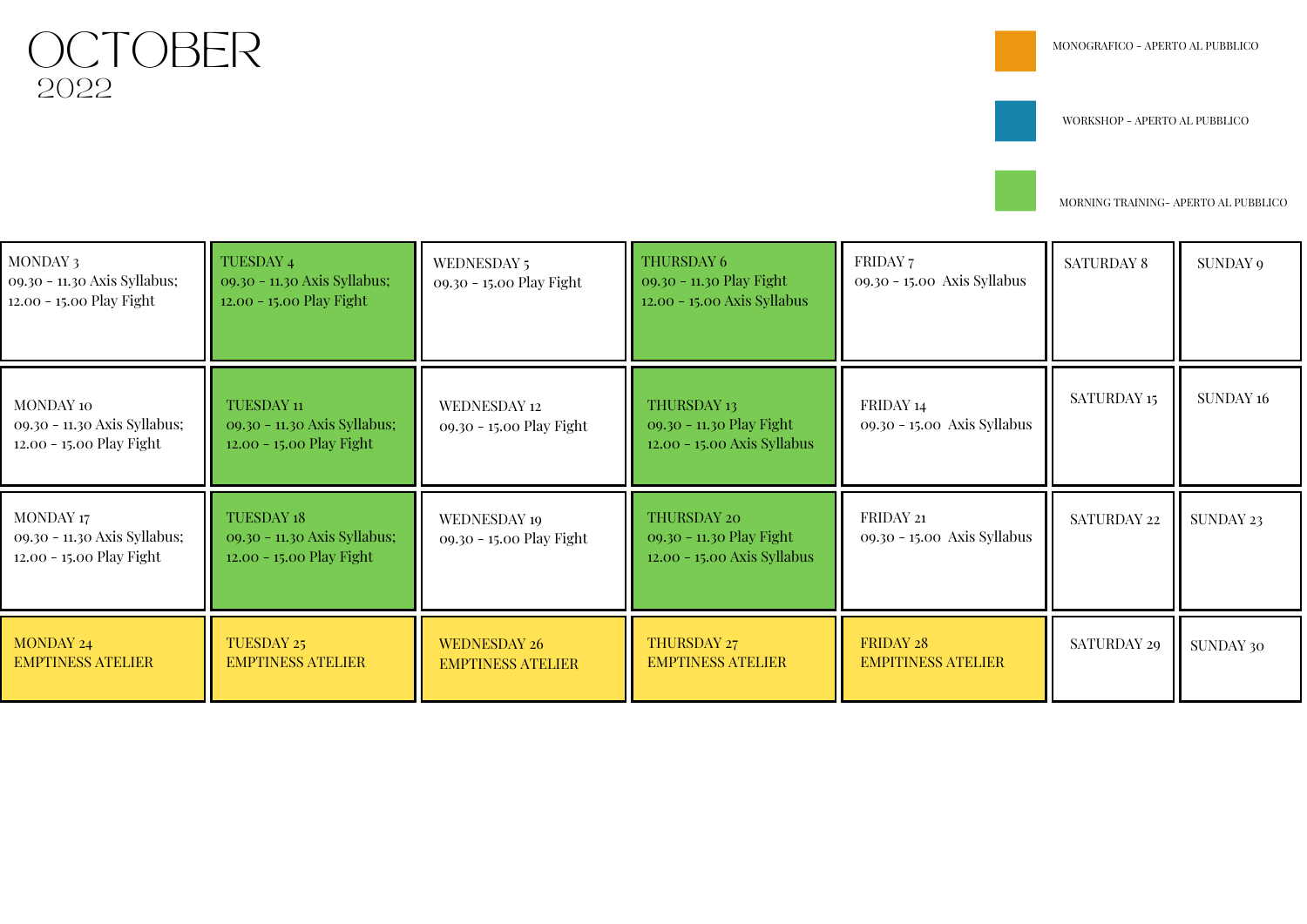# OCTOBER
2022

- MONOGRAFICO - APERTO AL PUBBLICO
- WORKSHOP - APERTO AL PUBBLICO
- MORNING TRAINING- APERTO AL PUBBLICO

| | | | | | | |
|---|---|---|---|---|---|---|
| MONDAY 3<br>09.30 - 11.30 Axis Syllabus;<br>12.00 - 15.00 Play Fight | TUESDAY 4<br>09.30 - 11.30 Axis Syllabus;<br>12.00 - 15.00 Play Fight | WEDNESDAY 5<br>09.30 - 15.00 Play Fight | THURSDAY 6<br>09.30 - 11.30 Play Fight<br>12.00 - 15.00 Axis Syllabus | FRIDAY 7<br>09.30 - 15.00 Axis Syllabus | SATURDAY 8 | SUNDAY 9 |
| MONDAY 10<br>09.30 - 11.30 Axis Syllabus;<br>12.00 - 15.00 Play Fight | TUESDAY 11<br>09.30 - 11.30 Axis Syllabus;<br>12.00 - 15.00 Play Fight | WEDNESDAY 12<br>09.30 - 15.00 Play Fight | THURSDAY 13<br>09.30 - 11.30 Play Fight<br>12.00 - 15.00 Axis Syllabus | FRIDAY 14<br>09.30 - 15.00 Axis Syllabus | SATURDAY 15 | SUNDAY 16 |
| MONDAY 17<br>09.30 - 11.30 Axis Syllabus;<br>12.00 - 15.00 Play Fight | TUESDAY 18<br>09.30 - 11.30 Axis Syllabus;<br>12.00 - 15.00 Play Fight | WEDNESDAY 19<br>09.30 - 15.00 Play Fight | THURSDAY 20<br>09.30 - 11.30 Play Fight<br>12.00 - 15.00 Axis Syllabus | FRIDAY 21<br>09.30 - 15.00 Axis Syllabus | SATURDAY 22 | SUNDAY 23 |
| MONDAY 24<br>EMPTINESS ATELIER | TUESDAY 25<br>EMPTINESS ATELIER | WEDNESDAY 26<br>EMPTINESS ATELIER | THURSDAY 27<br>EMPTINESS ATELIER | FRIDAY 28<br>EMPITINESS ATELIER | SATURDAY 29 | SUNDAY 30 |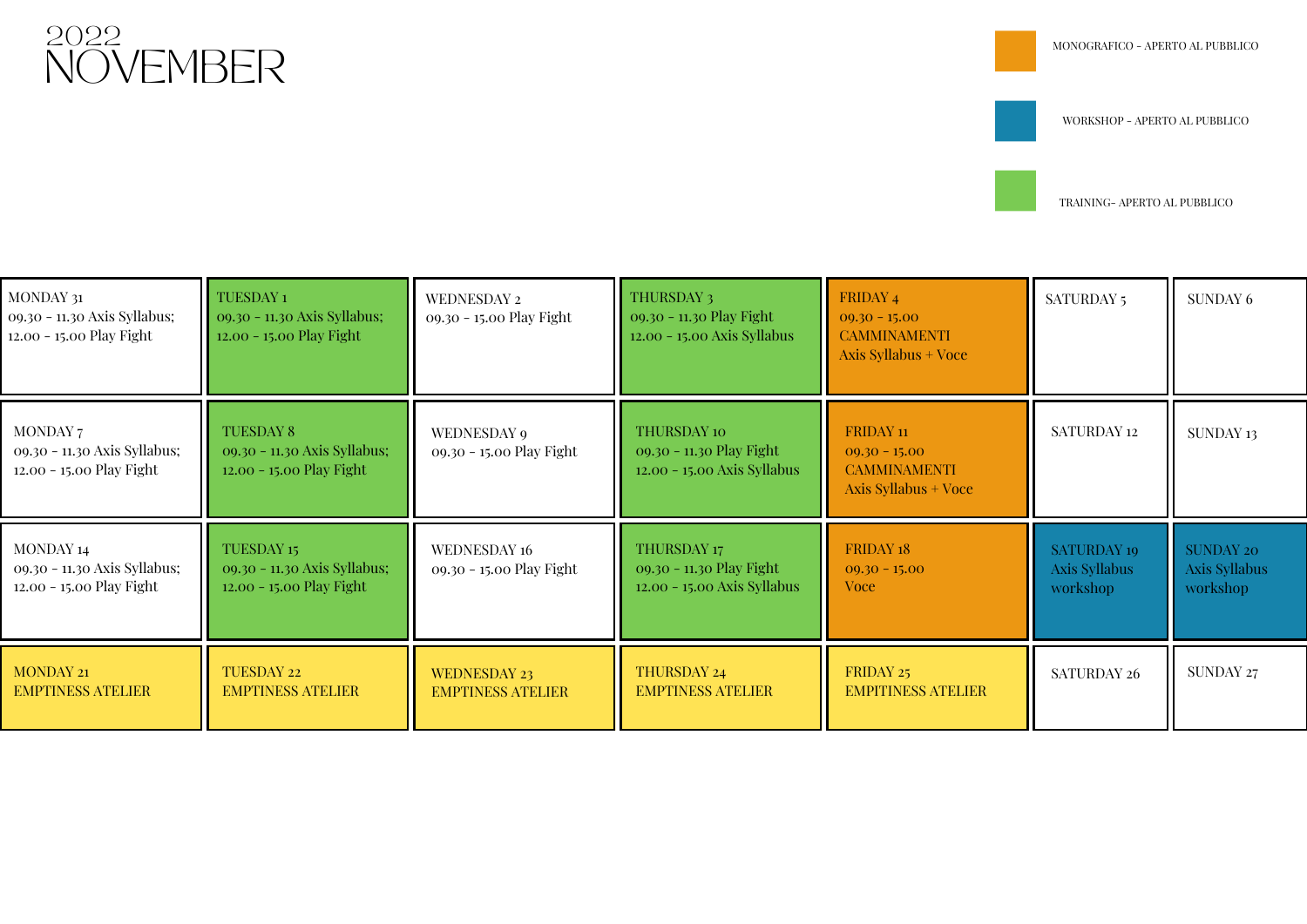# 2022
# NOVEMBER

- MONOGRAFICO - APERTO AL PUBBLICO
- WORKSHOP - APERTO AL PUBBLICO
- TRAINING- APERTO AL PUBBLICO

| MONDAY | TUESDAY | WEDNESDAY | THURSDAY | FRIDAY | SATURDAY | SUNDAY |
|---|---|---|---|---|---|---|
| MONDAY 31<br>09.30 - 11.30 Axis Syllabus;<br>12.00 - 15.00 Play Fight | TUESDAY 1<br>09.30 - 11.30 Axis Syllabus;<br>12.00 - 15.00 Play Fight | WEDNESDAY 2<br>09.30 - 15.00 Play Fight | THURSDAY 3<br>09.30 - 11.30 Play Fight<br>12.00 - 15.00 Axis Syllabus | FRIDAY 4<br>09.30 - 15.00<br>CAMMINAMENTI<br>Axis Syllabus + Voce | SATURDAY 5 | SUNDAY 6 |
| MONDAY 7<br>09.30 - 11.30 Axis Syllabus;<br>12.00 - 15.00 Play Fight | TUESDAY 8<br>09.30 - 11.30 Axis Syllabus;<br>12.00 - 15.00 Play Fight | WEDNESDAY 9<br>09.30 - 15.00 Play Fight | THURSDAY 10<br>09.30 - 11.30 Play Fight<br>12.00 - 15.00 Axis Syllabus | FRIDAY 11<br>09.30 - 15.00<br>CAMMINAMENTI<br>Axis Syllabus + Voce | SATURDAY 12 | SUNDAY 13 |
| MONDAY 14<br>09.30 - 11.30 Axis Syllabus;<br>12.00 - 15.00 Play Fight | TUESDAY 15<br>09.30 - 11.30 Axis Syllabus;<br>12.00 - 15.00 Play Fight | WEDNESDAY 16<br>09.30 - 15.00 Play Fight | THURSDAY 17<br>09.30 - 11.30 Play Fight<br>12.00 - 15.00 Axis Syllabus | FRIDAY 18<br>09.30 - 15.00<br>Voce | SATURDAY 19<br>Axis Syllabus<br>workshop | SUNDAY 20<br>Axis Syllabus<br>workshop |
| MONDAY 21<br>EMPTINESS ATELIER | TUESDAY 22<br>EMPTINESS ATELIER | WEDNESDAY 23<br>EMPTINESS ATELIER | THURSDAY 24<br>EMPTINESS ATELIER | FRIDAY 25<br>EMPITINESS ATELIER | SATURDAY 26 | SUNDAY 27 |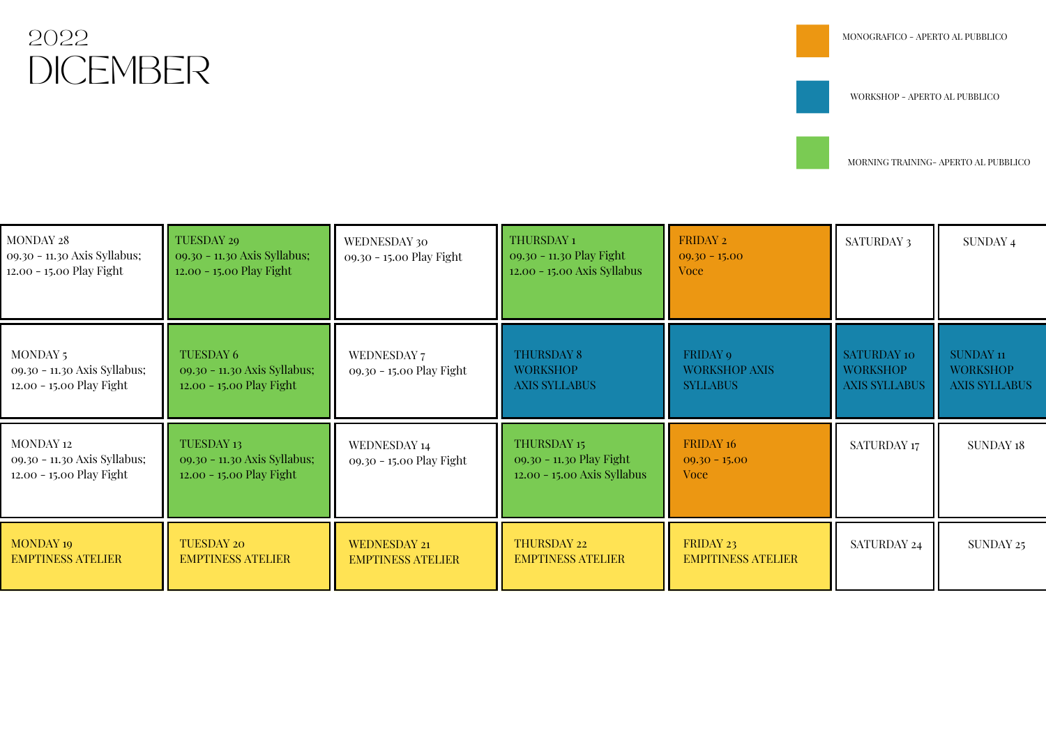2022

# DICEMBER

- MONOGRAFICO - APERTO AL PUBBLICO
- WORKSHOP - APERTO AL PUBBLICO
- MORNING TRAINING- APERTO AL PUBBLICO

| MONDAY | TUESDAY | WEDNESDAY | THURSDAY | FRIDAY | SATURDAY | SUNDAY |
|---|---|---|---|---|---|---|
| MONDAY 28<br>09.30 - 11.30 Axis Syllabus;<br>12.00 - 15.00 Play Fight | TUESDAY 29<br>09.30 - 11.30 Axis Syllabus;<br>12.00 - 15.00 Play Fight | WEDNESDAY 30<br>09.30 - 15.00 Play Fight | THURSDAY 1<br>09.30 - 11.30 Play Fight<br>12.00 - 15.00 Axis Syllabus | FRIDAY 2<br>09.30 - 15.00<br>Voce | SATURDAY 3 | SUNDAY 4 |
| MONDAY 5<br>09.30 - 11.30 Axis Syllabus;<br>12.00 - 15.00 Play Fight | TUESDAY 6<br>09.30 - 11.30 Axis Syllabus;<br>12.00 - 15.00 Play Fight | WEDNESDAY 7<br>09.30 - 15.00 Play Fight | THURSDAY 8<br>WORKSHOP<br>AXIS SYLLABUS | FRIDAY 9<br>WORKSHOP AXIS SYLLABUS | SATURDAY 10<br>WORKSHOP<br>AXIS SYLLABUS | SUNDAY 11<br>WORKSHOP<br>AXIS SYLLABUS |
| MONDAY 12<br>09.30 - 11.30 Axis Syllabus;<br>12.00 - 15.00 Play Fight | TUESDAY 13<br>09.30 - 11.30 Axis Syllabus;<br>12.00 - 15.00 Play Fight | WEDNESDAY 14<br>09.30 - 15.00 Play Fight | THURSDAY 15<br>09.30 - 11.30 Play Fight<br>12.00 - 15.00 Axis Syllabus | FRIDAY 16<br>09.30 - 15.00<br>Voce | SATURDAY 17 | SUNDAY 18 |
| MONDAY 19<br>EMPTINESS ATELIER | TUESDAY 20<br>EMPTINESS ATELIER | WEDNESDAY 21<br>EMPTINESS ATELIER | THURSDAY 22<br>EMPTINESS ATELIER | FRIDAY 23<br>EMPITINESS ATELIER | SATURDAY 24 | SUNDAY 25 |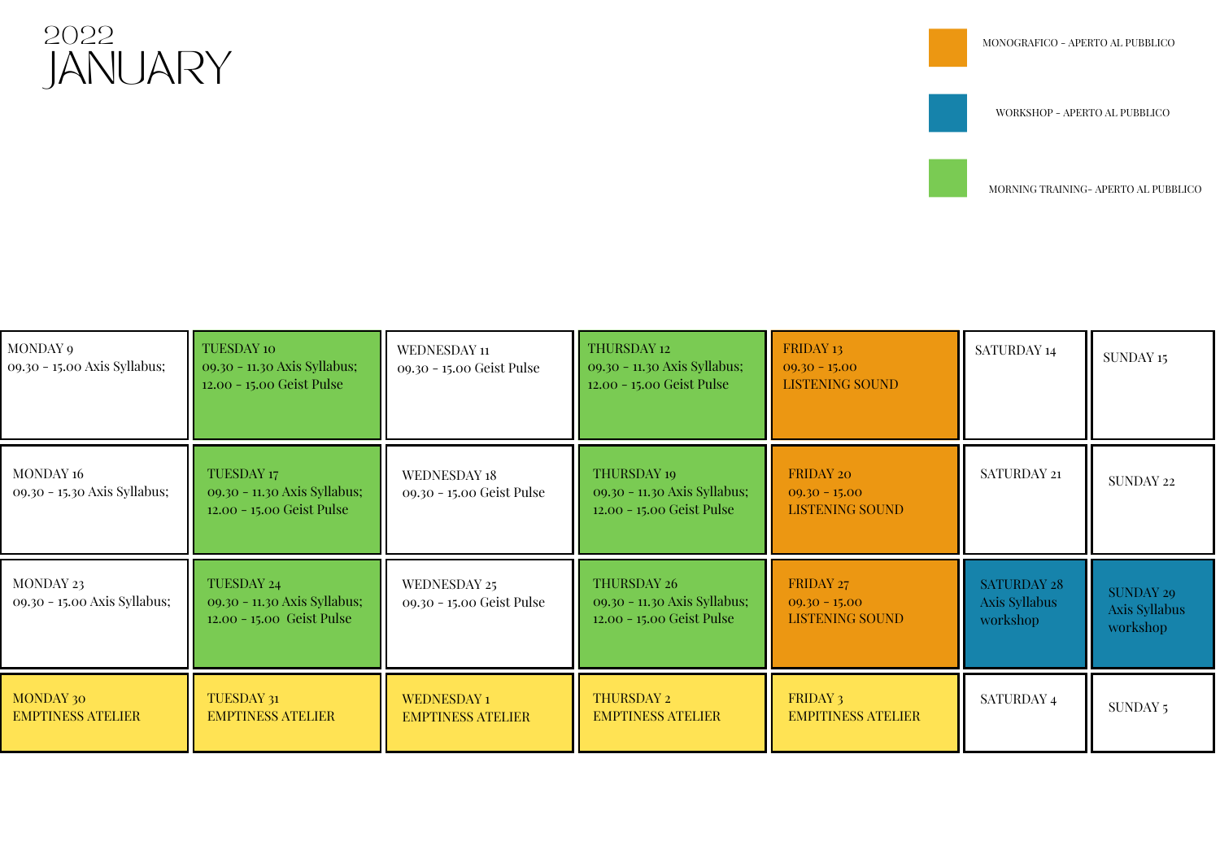2022

# JANUARY

MONOGRAFICO - APERTO AL PUBBLICO

WORKSHOP - APERTO AL PUBBLICO

MORNING TRAINING- APERTO AL PUBBLICO

| | | | | | | |
|---|---|---|---|---|---|---|
| MONDAY 9<br>09.30 - 15.00 Axis Syllabus; | TUESDAY 10<br>09.30 - 11.30 Axis Syllabus;<br>12.00 - 15.00 Geist Pulse | WEDNESDAY 11<br>09.30 - 15.00 Geist Pulse | THURSDAY 12<br>09.30 - 11.30 Axis Syllabus;<br>12.00 - 15.00 Geist Pulse | FRIDAY 13<br>09.30 - 15.00<br>LISTENING SOUND | SATURDAY 14 | SUNDAY 15 |
| MONDAY 16<br>09.30 - 15.30 Axis Syllabus; | TUESDAY 17<br>09.30 - 11.30 Axis Syllabus;<br>12.00 - 15.00 Geist Pulse | WEDNESDAY 18<br>09.30 - 15.00 Geist Pulse | THURSDAY 19<br>09.30 - 11.30 Axis Syllabus;<br>12.00 - 15.00 Geist Pulse | FRIDAY 20<br>09.30 - 15.00<br>LISTENING SOUND | SATURDAY 21 | SUNDAY 22 |
| MONDAY 23<br>09.30 - 15.00 Axis Syllabus; | TUESDAY 24<br>09.30 - 11.30 Axis Syllabus;<br>12.00 - 15.00 Geist Pulse | WEDNESDAY 25<br>09.30 - 15.00 Geist Pulse | THURSDAY 26<br>09.30 - 11.30 Axis Syllabus;<br>12.00 - 15.00 Geist Pulse | FRIDAY 27<br>09.30 - 15.00<br>LISTENING SOUND | SATURDAY 28<br>Axis Syllabus workshop | SUNDAY 29<br>Axis Syllabus workshop |
| MONDAY 30<br>EMPTINESS ATELIER | TUESDAY 31<br>EMPTINESS ATELIER | WEDNESDAY 1<br>EMPTINESS ATELIER | THURSDAY 2<br>EMPTINESS ATELIER | FRIDAY 3<br>EMPITINESS ATELIER | SATURDAY 4 | SUNDAY 5 |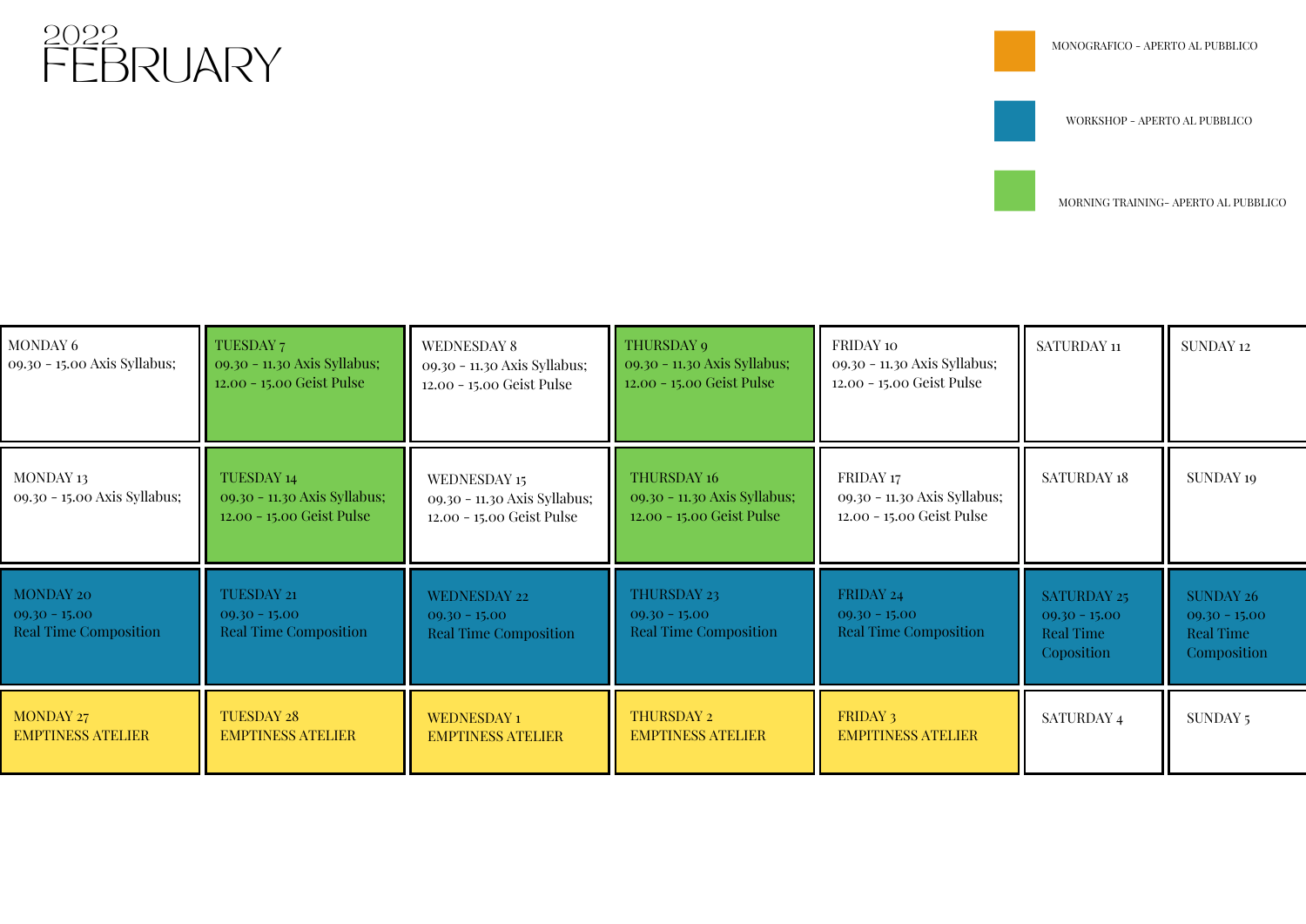# 2022 FEBRUARY

MONOGRAFICO - APERTO AL PUBBLICO

WORKSHOP - APERTO AL PUBBLICO

MORNING TRAINING- APERTO AL PUBBLICO

| MONDAY 6 | TUESDAY 7 | WEDNESDAY 8 | THURSDAY 9 | FRIDAY 10 | SATURDAY 11 | SUNDAY 12 |
|---|---|---|---|---|---|---|
| 09.30 - 15.00 Axis Syllabus; | 09.30 - 11.30 Axis Syllabus; 12.00 - 15.00 Geist Pulse | 09.30 - 11.30 Axis Syllabus; 12.00 - 15.00 Geist Pulse | 09.30 - 11.30 Axis Syllabus; 12.00 - 15.00 Geist Pulse | 09.30 - 11.30 Axis Syllabus; 12.00 - 15.00 Geist Pulse | | |
| MONDAY 13 09.30 - 15.00 Axis Syllabus; | TUESDAY 14 09.30 - 11.30 Axis Syllabus; 12.00 - 15.00 Geist Pulse | WEDNESDAY 15 09.30 - 11.30 Axis Syllabus; 12.00 - 15.00 Geist Pulse | THURSDAY 16 09.30 - 11.30 Axis Syllabus; 12.00 - 15.00 Geist Pulse | FRIDAY 17 09.30 - 11.30 Axis Syllabus; 12.00 - 15.00 Geist Pulse | SATURDAY 18 | SUNDAY 19 |
| MONDAY 20 09.30 - 15.00 Real Time Composition | TUESDAY 21 09.30 - 15.00 Real Time Composition | WEDNESDAY 22 09.30 - 15.00 Real Time Composition | THURSDAY 23 09.30 - 15.00 Real Time Composition | FRIDAY 24 09.30 - 15.00 Real Time Composition | SATURDAY 25 09.30 - 15.00 Real Time Coposition | SUNDAY 26 09.30 - 15.00 Real Time Composition |
| MONDAY 27 EMPTINESS ATELIER | TUESDAY 28 EMPTINESS ATELIER | WEDNESDAY 1 EMPTINESS ATELIER | THURSDAY 2 EMPTINESS ATELIER | FRIDAY 3 EMPITINESS ATELIER | SATURDAY 4 | SUNDAY 5 |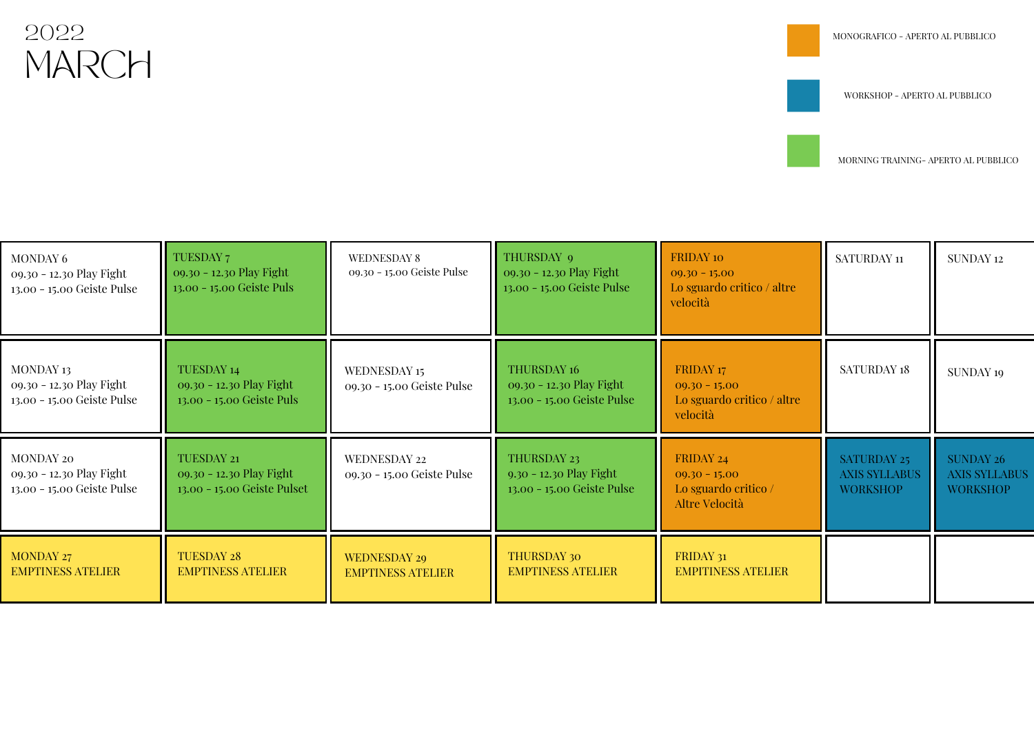# 2022 MARCH

MONOGRAFICO - APERTO AL PUBBLICO

WORKSHOP - APERTO AL PUBBLICO

MORNING TRAINING- APERTO AL PUBBLICO

| | | | | | | |
|---|---|---|---|---|---|---|
| MONDAY 6<br>09.30 - 12.30 Play Fight<br>13.00 - 15.00 Geiste Pulse | TUESDAY 7<br>09.30 - 12.30 Play Fight<br>13.00 - 15.00 Geiste Puls | WEDNESDAY 8<br>09.30 - 15.00 Geiste Pulse | THURSDAY 9<br>09.30 - 12.30 Play Fight<br>13.00 - 15.00 Geiste Pulse | FRIDAY 10<br>09.30 - 15.00<br>Lo sguardo critico / altre velocità | SATURDAY 11 | SUNDAY 12 |
| MONDAY 13<br>09.30 - 12.30 Play Fight<br>13.00 - 15.00 Geiste Pulse | TUESDAY 14<br>09.30 - 12.30 Play Fight<br>13.00 - 15.00 Geiste Puls | WEDNESDAY 15<br>09.30 - 15.00 Geiste Pulse | THURSDAY 16<br>09.30 - 12.30 Play Fight<br>13.00 - 15.00 Geiste Pulse | FRIDAY 17<br>09.30 - 15.00<br>Lo sguardo critico / altre velocità | SATURDAY 18 | SUNDAY 19 |
| MONDAY 20<br>09.30 - 12.30 Play Fight<br>13.00 - 15.00 Geiste Pulse | TUESDAY 21<br>09.30 - 12.30 Play Fight<br>13.00 - 15.00 Geiste Pulset | WEDNESDAY 22<br>09.30 - 15.00 Geiste Pulse | THURSDAY 23<br>9.30 - 12.30 Play Fight<br>13.00 - 15.00 Geiste Pulse | FRIDAY 24<br>09.30 - 15.00<br>Lo sguardo critico / Altre Velocità | SATURDAY 25<br>AXIS SYLLABUS WORKSHOP | SUNDAY 26<br>AXIS SYLLABUS WORKSHOP |
| MONDAY 27<br>EMPTINESS ATELIER | TUESDAY 28<br>EMPTINESS ATELIER | WEDNESDAY 29<br>EMPTINESS ATELIER | THURSDAY 30<br>EMPTINESS ATELIER | FRIDAY 31<br>EMPITINESS ATELIER | | |